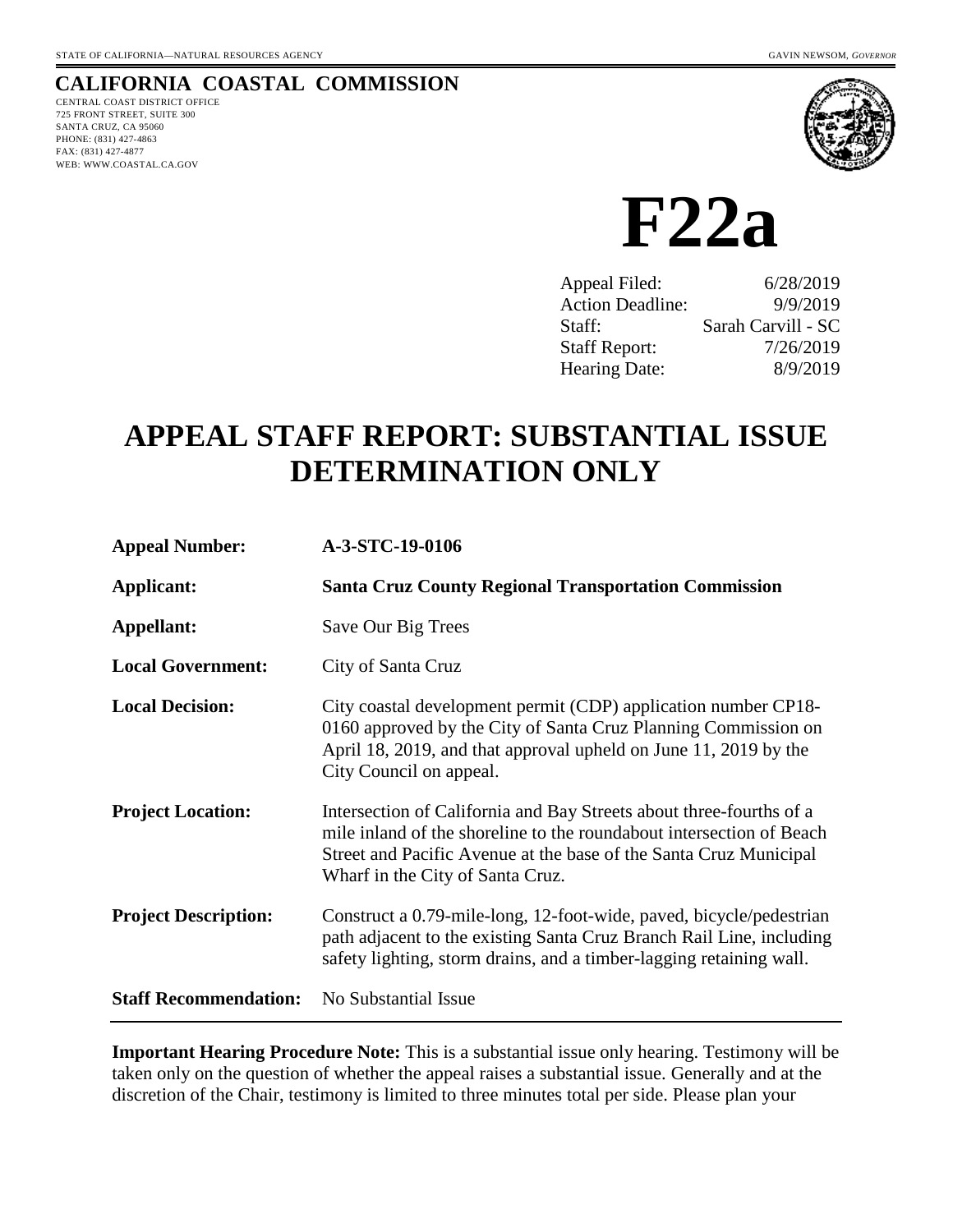STATE OF CALIFORNIA—NATURAL RESOURCES AGENCY GAVIN NEWSOM, *GOVERNOR*

**CALIFORNIA COASTAL COMMISSION**
CENTRAL COAST DISTRICT OFFICE
725 FRONT STREET, SUITE 300
SANTA CRUZ, CA 95060
PHONE: (831) 427-4863
FAX: (831) 427-4877
WEB: WWW.COASTAL.CA.GOV

# F22a

| | |
|---|---|
| Appeal Filed: | 6/28/2019 |
| Action Deadline: | 9/9/2019 |
| Staff: | Sarah Carvill - SC |
| Staff Report: | 7/26/2019 |
| Hearing Date: | 8/9/2019 |

# APPEAL STAFF REPORT: SUBSTANTIAL ISSUE DETERMINATION ONLY

| | |
|---|---|
| **Appeal Number:** | **A-3-STC-19-0106** |
| **Applicant:** | **Santa Cruz County Regional Transportation Commission** |
| **Appellant:** | Save Our Big Trees |
| **Local Government:** | City of Santa Cruz |
| **Local Decision:** | City coastal development permit (CDP) application number CP18-0160 approved by the City of Santa Cruz Planning Commission on April 18, 2019, and that approval upheld on June 11, 2019 by the City Council on appeal. |
| **Project Location:** | Intersection of California and Bay Streets about three-fourths of a mile inland of the shoreline to the roundabout intersection of Beach Street and Pacific Avenue at the base of the Santa Cruz Municipal Wharf in the City of Santa Cruz. |
| **Project Description:** | Construct a 0.79-mile-long, 12-foot-wide, paved, bicycle/pedestrian path adjacent to the existing Santa Cruz Branch Rail Line, including safety lighting, storm drains, and a timber-lagging retaining wall. |
| **Staff Recommendation:** | No Substantial Issue |

**Important Hearing Procedure Note:** This is a substantial issue only hearing. Testimony will be taken only on the question of whether the appeal raises a substantial issue. Generally and at the discretion of the Chair, testimony is limited to three minutes total per side. Please plan your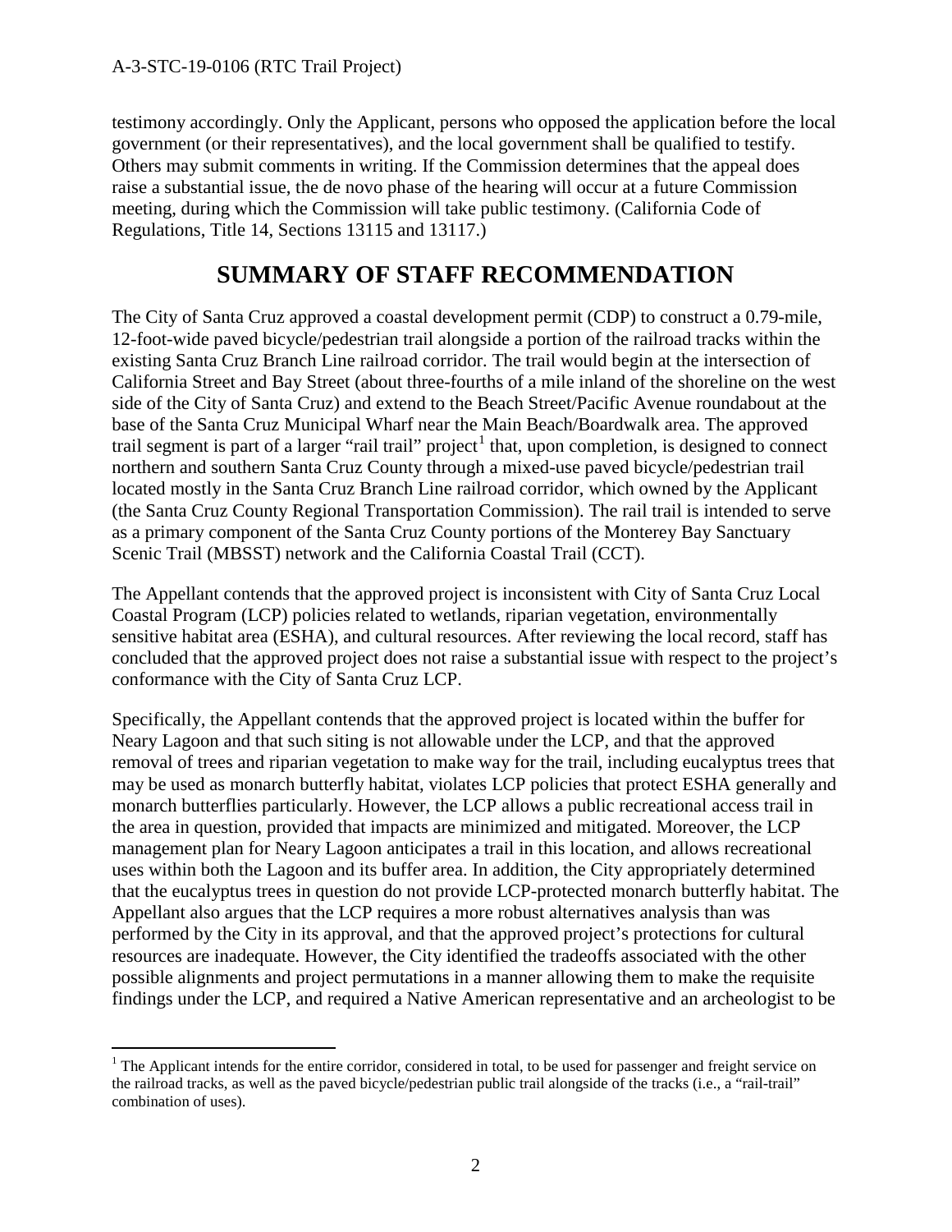testimony accordingly. Only the Applicant, persons who opposed the application before the local government (or their representatives), and the local government shall be qualified to testify. Others may submit comments in writing. If the Commission determines that the appeal does raise a substantial issue, the de novo phase of the hearing will occur at a future Commission meeting, during which the Commission will take public testimony. (California Code of Regulations, Title 14, Sections 13115 and 13117.)

# SUMMARY OF STAFF RECOMMENDATION

The City of Santa Cruz approved a coastal development permit (CDP) to construct a 0.79-mile, 12-foot-wide paved bicycle/pedestrian trail alongside a portion of the railroad tracks within the existing Santa Cruz Branch Line railroad corridor. The trail would begin at the intersection of California Street and Bay Street (about three-fourths of a mile inland of the shoreline on the west side of the City of Santa Cruz) and extend to the Beach Street/Pacific Avenue roundabout at the base of the Santa Cruz Municipal Wharf near the Main Beach/Boardwalk area. The approved trail segment is part of a larger "rail trail" project[1] that, upon completion, is designed to connect northern and southern Santa Cruz County through a mixed-use paved bicycle/pedestrian trail located mostly in the Santa Cruz Branch Line railroad corridor, which owned by the Applicant (the Santa Cruz County Regional Transportation Commission). The rail trail is intended to serve as a primary component of the Santa Cruz County portions of the Monterey Bay Sanctuary Scenic Trail (MBSST) network and the California Coastal Trail (CCT).

The Appellant contends that the approved project is inconsistent with City of Santa Cruz Local Coastal Program (LCP) policies related to wetlands, riparian vegetation, environmentally sensitive habitat area (ESHA), and cultural resources. After reviewing the local record, staff has concluded that the approved project does not raise a substantial issue with respect to the project's conformance with the City of Santa Cruz LCP.

Specifically, the Appellant contends that the approved project is located within the buffer for Neary Lagoon and that such siting is not allowable under the LCP, and that the approved removal of trees and riparian vegetation to make way for the trail, including eucalyptus trees that may be used as monarch butterfly habitat, violates LCP policies that protect ESHA generally and monarch butterflies particularly. However, the LCP allows a public recreational access trail in the area in question, provided that impacts are minimized and mitigated. Moreover, the LCP management plan for Neary Lagoon anticipates a trail in this location, and allows recreational uses within both the Lagoon and its buffer area. In addition, the City appropriately determined that the eucalyptus trees in question do not provide LCP-protected monarch butterfly habitat. The Appellant also argues that the LCP requires a more robust alternatives analysis than was performed by the City in its approval, and that the approved project's protections for cultural resources are inadequate. However, the City identified the tradeoffs associated with the other possible alignments and project permutations in a manner allowing them to make the requisite findings under the LCP, and required a Native American representative and an archeologist to be

---

[1] The Applicant intends for the entire corridor, considered in total, to be used for passenger and freight service on the railroad tracks, as well as the paved bicycle/pedestrian public trail alongside of the tracks (i.e., a "rail-trail" combination of uses).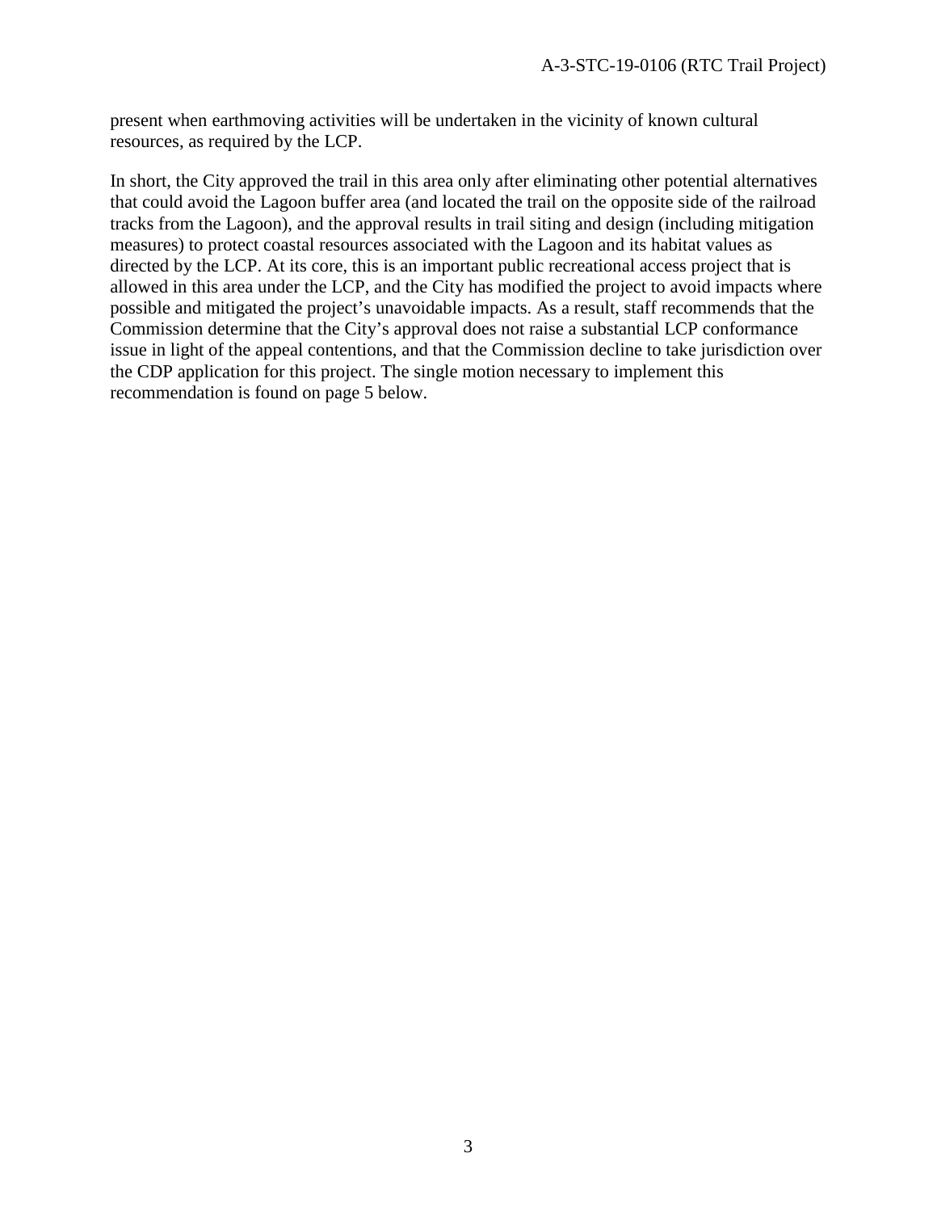present when earthmoving activities will be undertaken in the vicinity of known cultural resources, as required by the LCP.

In short, the City approved the trail in this area only after eliminating other potential alternatives that could avoid the Lagoon buffer area (and located the trail on the opposite side of the railroad tracks from the Lagoon), and the approval results in trail siting and design (including mitigation measures) to protect coastal resources associated with the Lagoon and its habitat values as directed by the LCP. At its core, this is an important public recreational access project that is allowed in this area under the LCP, and the City has modified the project to avoid impacts where possible and mitigated the project's unavoidable impacts. As a result, staff recommends that the Commission determine that the City's approval does not raise a substantial LCP conformance issue in light of the appeal contentions, and that the Commission decline to take jurisdiction over the CDP application for this project. The single motion necessary to implement this recommendation is found on page 5 below.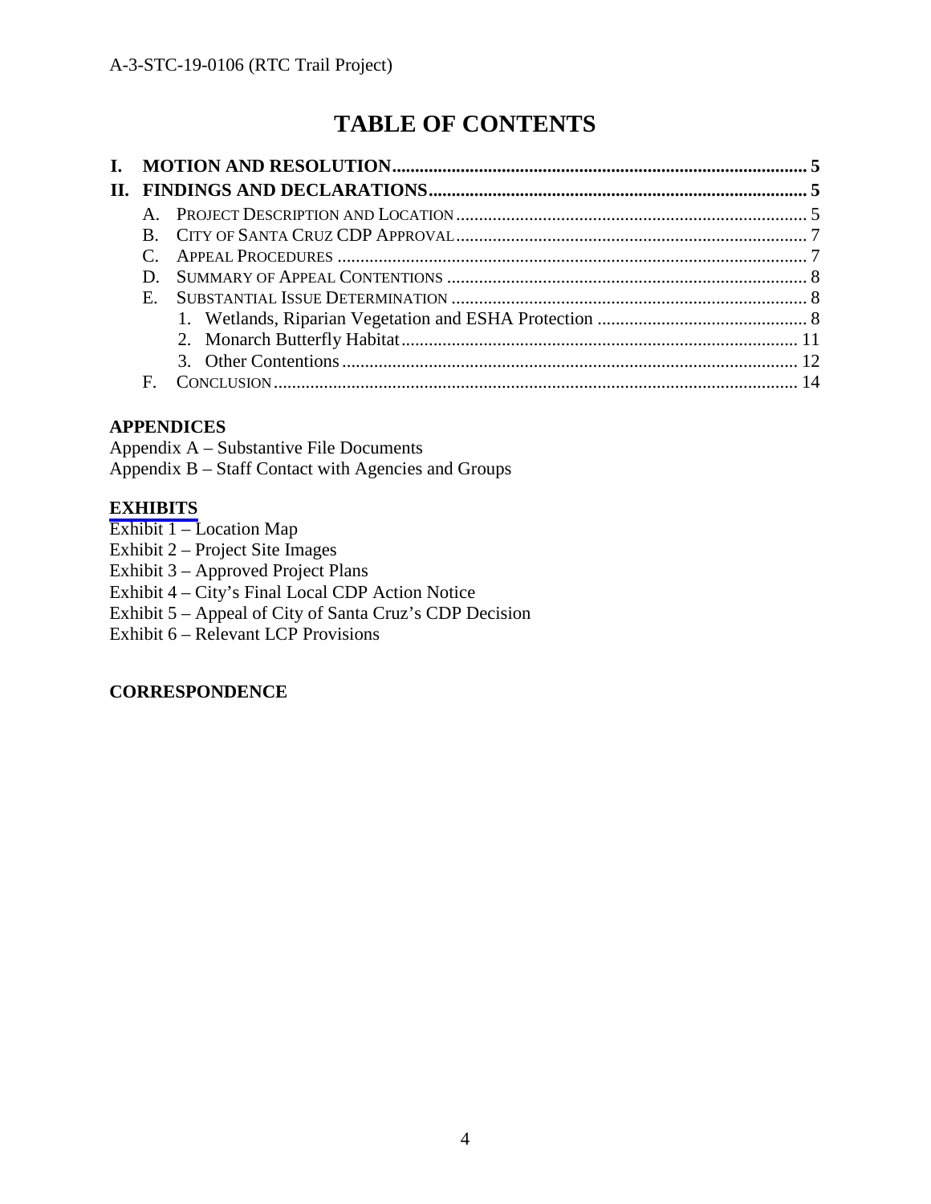# TABLE OF CONTENTS

**I. MOTION AND RESOLUTION** .......... 5

**II. FINDINGS AND DECLARATIONS** .......... 5

- A. Project Description and Location .......... 5
- B. City of Santa Cruz CDP Approval .......... 7
- C. Appeal Procedures .......... 7
- D. Summary of Appeal Contentions .......... 8
- E. Substantial Issue Determination .......... 8
  1. Wetlands, Riparian Vegetation and ESHA Protection .......... 8
  2. Monarch Butterfly Habitat .......... 11
  3. Other Contentions .......... 12
- F. Conclusion .......... 14

**APPENDICES**

Appendix A – Substantive File Documents
Appendix B – Staff Contact with Agencies and Groups

**EXHIBITS**

Exhibit 1 – Location Map
Exhibit 2 – Project Site Images
Exhibit 3 – Approved Project Plans
Exhibit 4 – City's Final Local CDP Action Notice
Exhibit 5 – Appeal of City of Santa Cruz's CDP Decision
Exhibit 6 – Relevant LCP Provisions

**CORRESPONDENCE**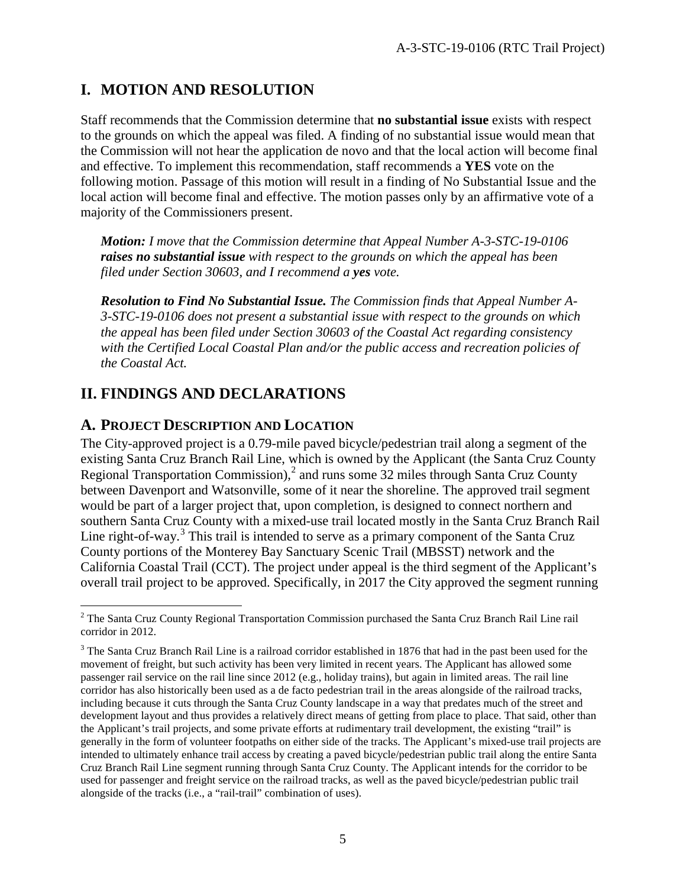## I. MOTION AND RESOLUTION

Staff recommends that the Commission determine that **no substantial issue** exists with respect to the grounds on which the appeal was filed. A finding of no substantial issue would mean that the Commission will not hear the application de novo and that the local action will become final and effective. To implement this recommendation, staff recommends a **YES** vote on the following motion. Passage of this motion will result in a finding of No Substantial Issue and the local action will become final and effective. The motion passes only by an affirmative vote of a majority of the Commissioners present.

> ***Motion:*** *I move that the Commission determine that Appeal Number A-3-STC-19-0106* ***raises no substantial issue*** *with respect to the grounds on which the appeal has been filed under Section 30603, and I recommend a* ***yes*** *vote.*
>
> ***Resolution to Find No Substantial Issue.*** *The Commission finds that Appeal Number A-3-STC-19-0106 does not present a substantial issue with respect to the grounds on which the appeal has been filed under Section 30603 of the Coastal Act regarding consistency with the Certified Local Coastal Plan and/or the public access and recreation policies of the Coastal Act.*

## II. FINDINGS AND DECLARATIONS

### A. PROJECT DESCRIPTION AND LOCATION

The City-approved project is a 0.79-mile paved bicycle/pedestrian trail along a segment of the existing Santa Cruz Branch Rail Line, which is owned by the Applicant (the Santa Cruz County Regional Transportation Commission),[2] and runs some 32 miles through Santa Cruz County between Davenport and Watsonville, some of it near the shoreline. The approved trail segment would be part of a larger project that, upon completion, is designed to connect northern and southern Santa Cruz County with a mixed-use trail located mostly in the Santa Cruz Branch Rail Line right-of-way.[3] This trail is intended to serve as a primary component of the Santa Cruz County portions of the Monterey Bay Sanctuary Scenic Trail (MBSST) network and the California Coastal Trail (CCT). The project under appeal is the third segment of the Applicant's overall trail project to be approved. Specifically, in 2017 the City approved the segment running

---

[2] The Santa Cruz County Regional Transportation Commission purchased the Santa Cruz Branch Rail Line rail corridor in 2012.

[3] The Santa Cruz Branch Rail Line is a railroad corridor established in 1876 that had in the past been used for the movement of freight, but such activity has been very limited in recent years. The Applicant has allowed some passenger rail service on the rail line since 2012 (e.g., holiday trains), but again in limited areas. The rail line corridor has also historically been used as a de facto pedestrian trail in the areas alongside of the railroad tracks, including because it cuts through the Santa Cruz County landscape in a way that predates much of the street and development layout and thus provides a relatively direct means of getting from place to place. That said, other than the Applicant's trail projects, and some private efforts at rudimentary trail development, the existing "trail" is generally in the form of volunteer footpaths on either side of the tracks. The Applicant's mixed-use trail projects are intended to ultimately enhance trail access by creating a paved bicycle/pedestrian public trail along the entire Santa Cruz Branch Rail Line segment running through Santa Cruz County. The Applicant intends for the corridor to be used for passenger and freight service on the railroad tracks, as well as the paved bicycle/pedestrian public trail alongside of the tracks (i.e., a "rail-trail" combination of uses).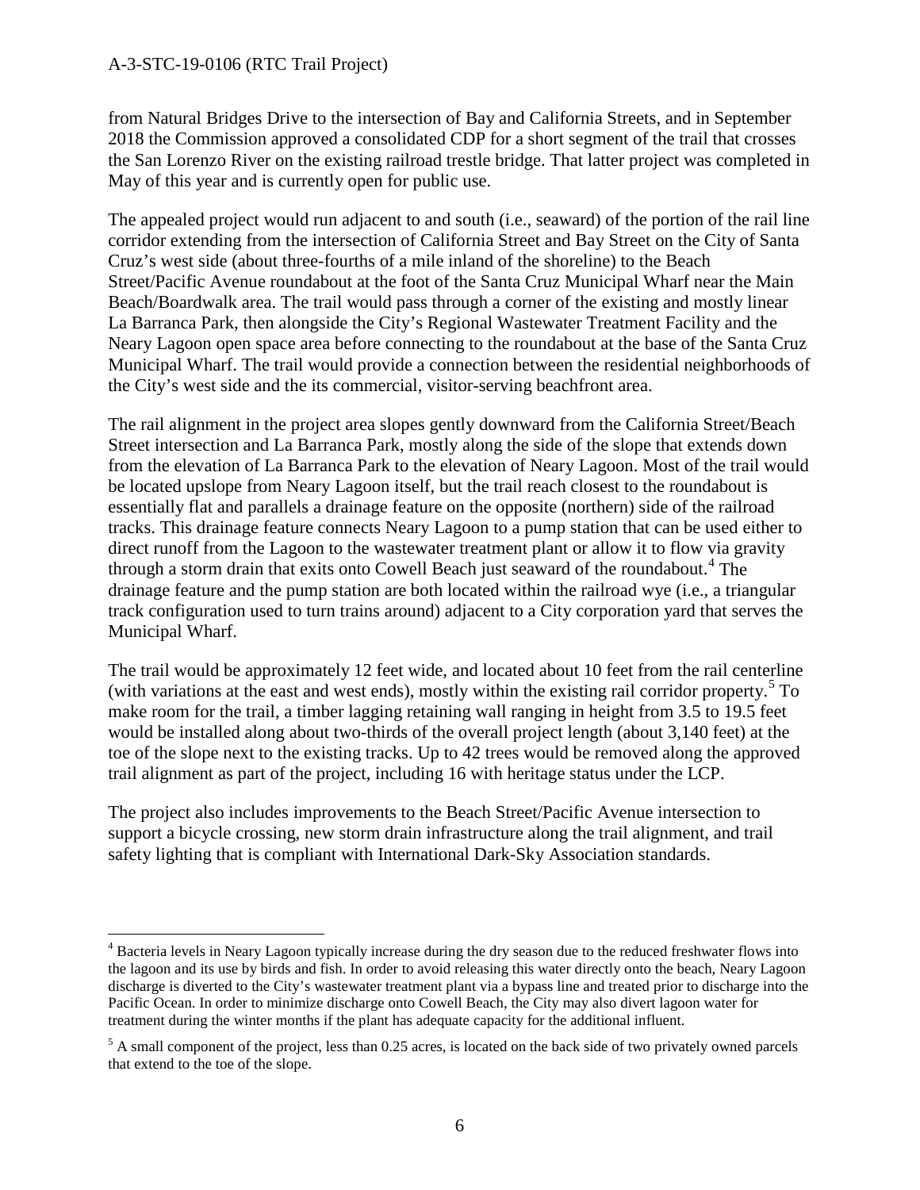from Natural Bridges Drive to the intersection of Bay and California Streets, and in September 2018 the Commission approved a consolidated CDP for a short segment of the trail that crosses the San Lorenzo River on the existing railroad trestle bridge. That latter project was completed in May of this year and is currently open for public use.

The appealed project would run adjacent to and south (i.e., seaward) of the portion of the rail line corridor extending from the intersection of California Street and Bay Street on the City of Santa Cruz's west side (about three-fourths of a mile inland of the shoreline) to the Beach Street/Pacific Avenue roundabout at the foot of the Santa Cruz Municipal Wharf near the Main Beach/Boardwalk area. The trail would pass through a corner of the existing and mostly linear La Barranca Park, then alongside the City's Regional Wastewater Treatment Facility and the Neary Lagoon open space area before connecting to the roundabout at the base of the Santa Cruz Municipal Wharf. The trail would provide a connection between the residential neighborhoods of the City's west side and the its commercial, visitor-serving beachfront area.

The rail alignment in the project area slopes gently downward from the California Street/Beach Street intersection and La Barranca Park, mostly along the side of the slope that extends down from the elevation of La Barranca Park to the elevation of Neary Lagoon. Most of the trail would be located upslope from Neary Lagoon itself, but the trail reach closest to the roundabout is essentially flat and parallels a drainage feature on the opposite (northern) side of the railroad tracks. This drainage feature connects Neary Lagoon to a pump station that can be used either to direct runoff from the Lagoon to the wastewater treatment plant or allow it to flow via gravity through a storm drain that exits onto Cowell Beach just seaward of the roundabout.[4] The drainage feature and the pump station are both located within the railroad wye (i.e., a triangular track configuration used to turn trains around) adjacent to a City corporation yard that serves the Municipal Wharf.

The trail would be approximately 12 feet wide, and located about 10 feet from the rail centerline (with variations at the east and west ends), mostly within the existing rail corridor property.[5] To make room for the trail, a timber lagging retaining wall ranging in height from 3.5 to 19.5 feet would be installed along about two-thirds of the overall project length (about 3,140 feet) at the toe of the slope next to the existing tracks. Up to 42 trees would be removed along the approved trail alignment as part of the project, including 16 with heritage status under the LCP.

The project also includes improvements to the Beach Street/Pacific Avenue intersection to support a bicycle crossing, new storm drain infrastructure along the trail alignment, and trail safety lighting that is compliant with International Dark-Sky Association standards.

---

[4] Bacteria levels in Neary Lagoon typically increase during the dry season due to the reduced freshwater flows into the lagoon and its use by birds and fish. In order to avoid releasing this water directly onto the beach, Neary Lagoon discharge is diverted to the City's wastewater treatment plant via a bypass line and treated prior to discharge into the Pacific Ocean. In order to minimize discharge onto Cowell Beach, the City may also divert lagoon water for treatment during the winter months if the plant has adequate capacity for the additional influent.

[5] A small component of the project, less than 0.25 acres, is located on the back side of two privately owned parcels that extend to the toe of the slope.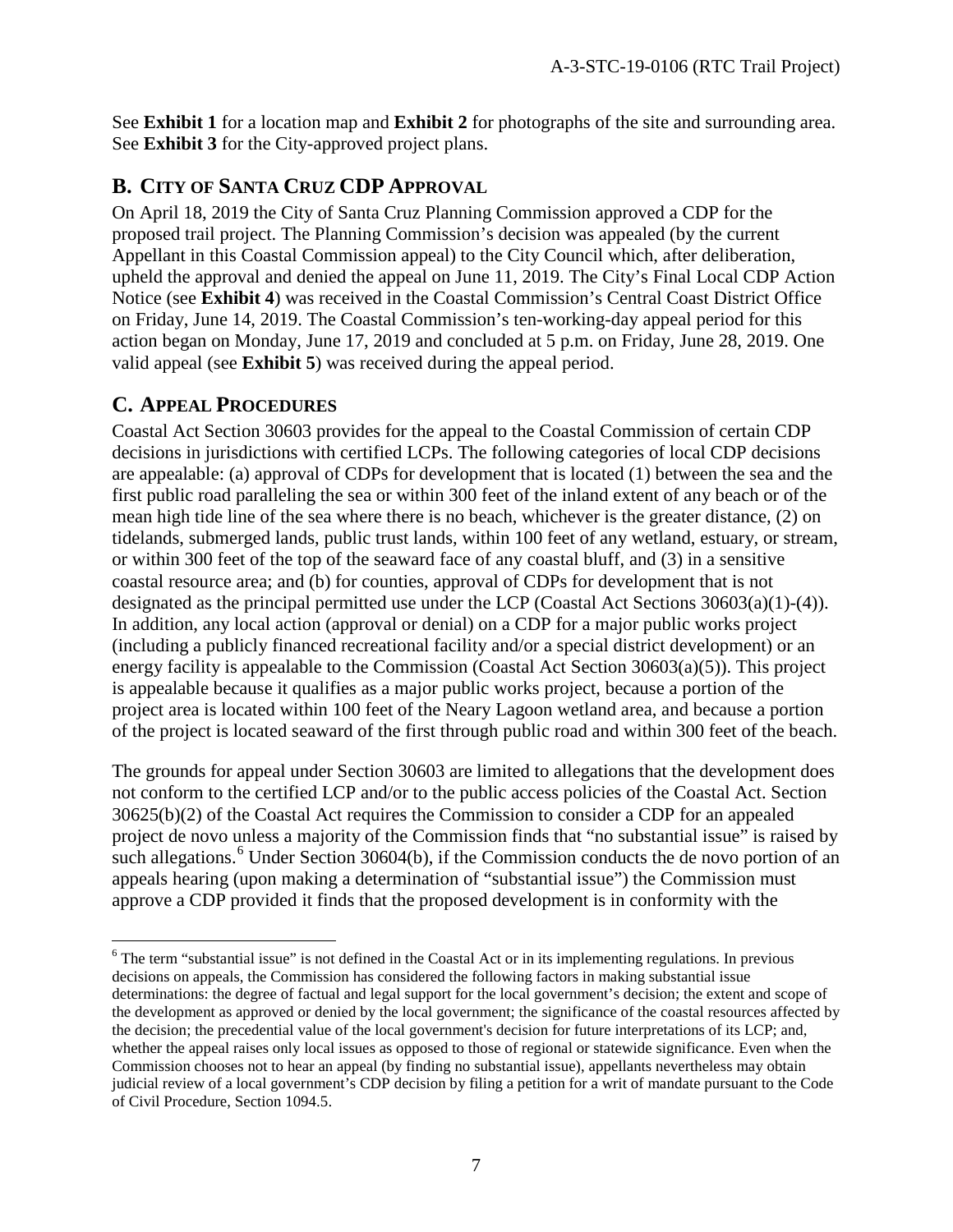See **Exhibit 1** for a location map and **Exhibit 2** for photographs of the site and surrounding area. See **Exhibit 3** for the City-approved project plans.

## B. City of Santa Cruz CDP Approval

On April 18, 2019 the City of Santa Cruz Planning Commission approved a CDP for the proposed trail project. The Planning Commission's decision was appealed (by the current Appellant in this Coastal Commission appeal) to the City Council which, after deliberation, upheld the approval and denied the appeal on June 11, 2019. The City's Final Local CDP Action Notice (see **Exhibit 4**) was received in the Coastal Commission's Central Coast District Office on Friday, June 14, 2019. The Coastal Commission's ten-working-day appeal period for this action began on Monday, June 17, 2019 and concluded at 5 p.m. on Friday, June 28, 2019. One valid appeal (see **Exhibit 5**) was received during the appeal period.

## C. Appeal Procedures

Coastal Act Section 30603 provides for the appeal to the Coastal Commission of certain CDP decisions in jurisdictions with certified LCPs. The following categories of local CDP decisions are appealable: (a) approval of CDPs for development that is located (1) between the sea and the first public road paralleling the sea or within 300 feet of the inland extent of any beach or of the mean high tide line of the sea where there is no beach, whichever is the greater distance, (2) on tidelands, submerged lands, public trust lands, within 100 feet of any wetland, estuary, or stream, or within 300 feet of the top of the seaward face of any coastal bluff, and (3) in a sensitive coastal resource area; and (b) for counties, approval of CDPs for development that is not designated as the principal permitted use under the LCP (Coastal Act Sections 30603(a)(1)-(4)). In addition, any local action (approval or denial) on a CDP for a major public works project (including a publicly financed recreational facility and/or a special district development) or an energy facility is appealable to the Commission (Coastal Act Section 30603(a)(5)). This project is appealable because it qualifies as a major public works project, because a portion of the project area is located within 100 feet of the Neary Lagoon wetland area, and because a portion of the project is located seaward of the first through public road and within 300 feet of the beach.

The grounds for appeal under Section 30603 are limited to allegations that the development does not conform to the certified LCP and/or to the public access policies of the Coastal Act. Section 30625(b)(2) of the Coastal Act requires the Commission to consider a CDP for an appealed project de novo unless a majority of the Commission finds that "no substantial issue" is raised by such allegations.[6] Under Section 30604(b), if the Commission conducts the de novo portion of an appeals hearing (upon making a determination of "substantial issue") the Commission must approve a CDP provided it finds that the proposed development is in conformity with the

[6] The term "substantial issue" is not defined in the Coastal Act or in its implementing regulations. In previous decisions on appeals, the Commission has considered the following factors in making substantial issue determinations: the degree of factual and legal support for the local government's decision; the extent and scope of the development as approved or denied by the local government; the significance of the coastal resources affected by the decision; the precedential value of the local government's decision for future interpretations of its LCP; and, whether the appeal raises only local issues as opposed to those of regional or statewide significance. Even when the Commission chooses not to hear an appeal (by finding no substantial issue), appellants nevertheless may obtain judicial review of a local government's CDP decision by filing a petition for a writ of mandate pursuant to the Code of Civil Procedure, Section 1094.5.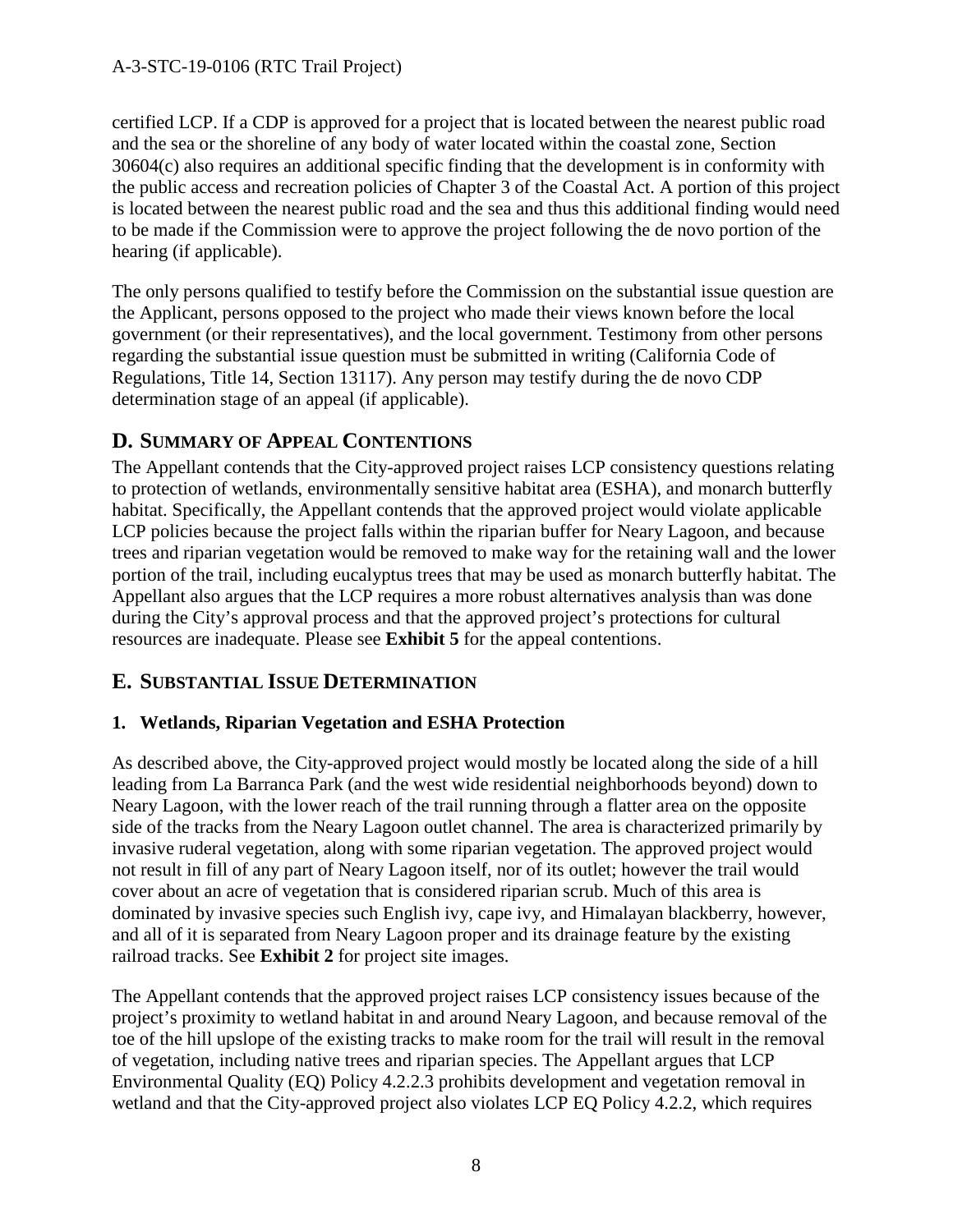certified LCP. If a CDP is approved for a project that is located between the nearest public road and the sea or the shoreline of any body of water located within the coastal zone, Section 30604(c) also requires an additional specific finding that the development is in conformity with the public access and recreation policies of Chapter 3 of the Coastal Act. A portion of this project is located between the nearest public road and the sea and thus this additional finding would need to be made if the Commission were to approve the project following the de novo portion of the hearing (if applicable).

The only persons qualified to testify before the Commission on the substantial issue question are the Applicant, persons opposed to the project who made their views known before the local government (or their representatives), and the local government. Testimony from other persons regarding the substantial issue question must be submitted in writing (California Code of Regulations, Title 14, Section 13117). Any person may testify during the de novo CDP determination stage of an appeal (if applicable).

## D. Summary of Appeal Contentions

The Appellant contends that the City-approved project raises LCP consistency questions relating to protection of wetlands, environmentally sensitive habitat area (ESHA), and monarch butterfly habitat. Specifically, the Appellant contends that the approved project would violate applicable LCP policies because the project falls within the riparian buffer for Neary Lagoon, and because trees and riparian vegetation would be removed to make way for the retaining wall and the lower portion of the trail, including eucalyptus trees that may be used as monarch butterfly habitat. The Appellant also argues that the LCP requires a more robust alternatives analysis than was done during the City's approval process and that the approved project's protections for cultural resources are inadequate. Please see **Exhibit 5** for the appeal contentions.

## E. Substantial Issue Determination

### 1. Wetlands, Riparian Vegetation and ESHA Protection

As described above, the City-approved project would mostly be located along the side of a hill leading from La Barranca Park (and the west wide residential neighborhoods beyond) down to Neary Lagoon, with the lower reach of the trail running through a flatter area on the opposite side of the tracks from the Neary Lagoon outlet channel. The area is characterized primarily by invasive ruderal vegetation, along with some riparian vegetation. The approved project would not result in fill of any part of Neary Lagoon itself, nor of its outlet; however the trail would cover about an acre of vegetation that is considered riparian scrub. Much of this area is dominated by invasive species such English ivy, cape ivy, and Himalayan blackberry, however, and all of it is separated from Neary Lagoon proper and its drainage feature by the existing railroad tracks. See **Exhibit 2** for project site images.

The Appellant contends that the approved project raises LCP consistency issues because of the project's proximity to wetland habitat in and around Neary Lagoon, and because removal of the toe of the hill upslope of the existing tracks to make room for the trail will result in the removal of vegetation, including native trees and riparian species. The Appellant argues that LCP Environmental Quality (EQ) Policy 4.2.2.3 prohibits development and vegetation removal in wetland and that the City-approved project also violates LCP EQ Policy 4.2.2, which requires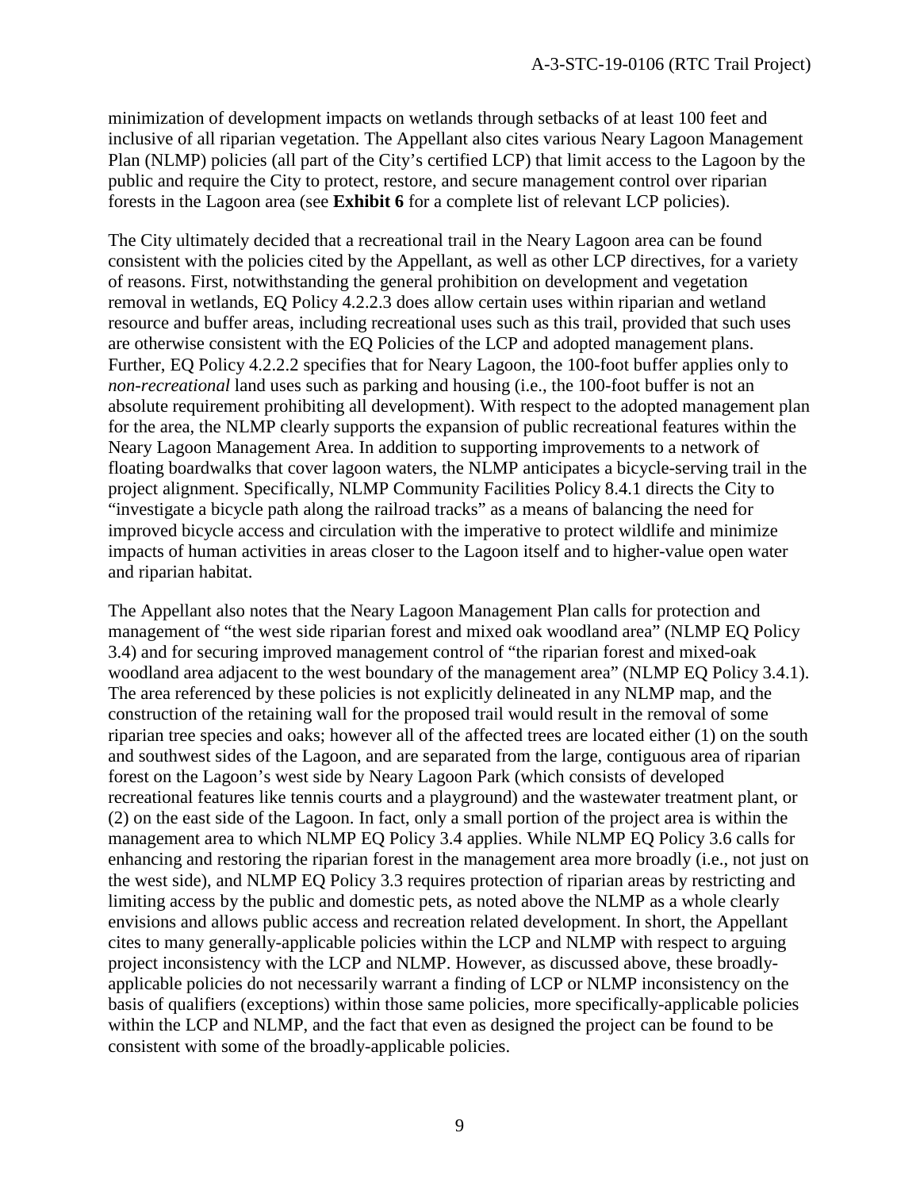minimization of development impacts on wetlands through setbacks of at least 100 feet and inclusive of all riparian vegetation. The Appellant also cites various Neary Lagoon Management Plan (NLMP) policies (all part of the City's certified LCP) that limit access to the Lagoon by the public and require the City to protect, restore, and secure management control over riparian forests in the Lagoon area (see **Exhibit 6** for a complete list of relevant LCP policies).

The City ultimately decided that a recreational trail in the Neary Lagoon area can be found consistent with the policies cited by the Appellant, as well as other LCP directives, for a variety of reasons. First, notwithstanding the general prohibition on development and vegetation removal in wetlands, EQ Policy 4.2.2.3 does allow certain uses within riparian and wetland resource and buffer areas, including recreational uses such as this trail, provided that such uses are otherwise consistent with the EQ Policies of the LCP and adopted management plans. Further, EQ Policy 4.2.2.2 specifies that for Neary Lagoon, the 100-foot buffer applies only to *non-recreational* land uses such as parking and housing (i.e., the 100-foot buffer is not an absolute requirement prohibiting all development). With respect to the adopted management plan for the area, the NLMP clearly supports the expansion of public recreational features within the Neary Lagoon Management Area. In addition to supporting improvements to a network of floating boardwalks that cover lagoon waters, the NLMP anticipates a bicycle-serving trail in the project alignment. Specifically, NLMP Community Facilities Policy 8.4.1 directs the City to "investigate a bicycle path along the railroad tracks" as a means of balancing the need for improved bicycle access and circulation with the imperative to protect wildlife and minimize impacts of human activities in areas closer to the Lagoon itself and to higher-value open water and riparian habitat.

The Appellant also notes that the Neary Lagoon Management Plan calls for protection and management of "the west side riparian forest and mixed oak woodland area" (NLMP EQ Policy 3.4) and for securing improved management control of "the riparian forest and mixed-oak woodland area adjacent to the west boundary of the management area" (NLMP EQ Policy 3.4.1). The area referenced by these policies is not explicitly delineated in any NLMP map, and the construction of the retaining wall for the proposed trail would result in the removal of some riparian tree species and oaks; however all of the affected trees are located either (1) on the south and southwest sides of the Lagoon, and are separated from the large, contiguous area of riparian forest on the Lagoon's west side by Neary Lagoon Park (which consists of developed recreational features like tennis courts and a playground) and the wastewater treatment plant, or (2) on the east side of the Lagoon. In fact, only a small portion of the project area is within the management area to which NLMP EQ Policy 3.4 applies. While NLMP EQ Policy 3.6 calls for enhancing and restoring the riparian forest in the management area more broadly (i.e., not just on the west side), and NLMP EQ Policy 3.3 requires protection of riparian areas by restricting and limiting access by the public and domestic pets, as noted above the NLMP as a whole clearly envisions and allows public access and recreation related development. In short, the Appellant cites to many generally-applicable policies within the LCP and NLMP with respect to arguing project inconsistency with the LCP and NLMP. However, as discussed above, these broadly-applicable policies do not necessarily warrant a finding of LCP or NLMP inconsistency on the basis of qualifiers (exceptions) within those same policies, more specifically-applicable policies within the LCP and NLMP, and the fact that even as designed the project can be found to be consistent with some of the broadly-applicable policies.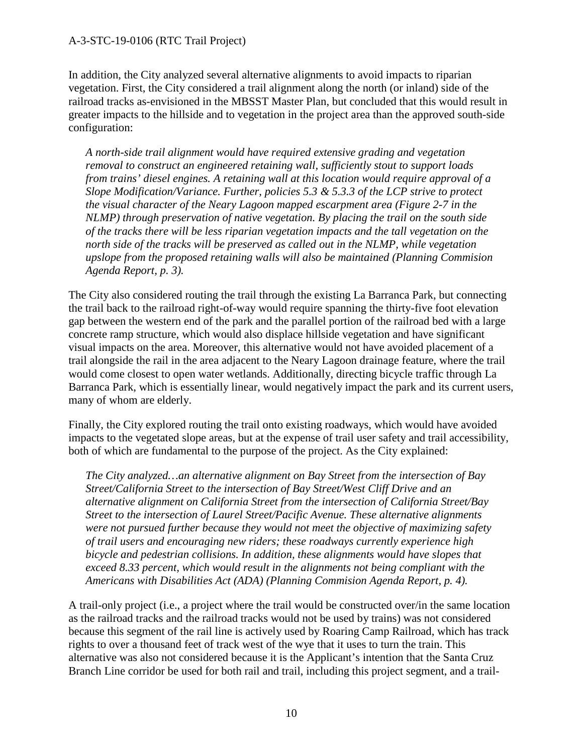In addition, the City analyzed several alternative alignments to avoid impacts to riparian vegetation. First, the City considered a trail alignment along the north (or inland) side of the railroad tracks as-envisioned in the MBSST Master Plan, but concluded that this would result in greater impacts to the hillside and to vegetation in the project area than the approved south-side configuration:

> *A north-side trail alignment would have required extensive grading and vegetation removal to construct an engineered retaining wall, sufficiently stout to support loads from trains' diesel engines. A retaining wall at this location would require approval of a Slope Modification/Variance. Further, policies 5.3 & 5.3.3 of the LCP strive to protect the visual character of the Neary Lagoon mapped escarpment area (Figure 2-7 in the NLMP) through preservation of native vegetation. By placing the trail on the south side of the tracks there will be less riparian vegetation impacts and the tall vegetation on the north side of the tracks will be preserved as called out in the NLMP, while vegetation upslope from the proposed retaining walls will also be maintained (Planning Commision Agenda Report, p. 3).*

The City also considered routing the trail through the existing La Barranca Park, but connecting the trail back to the railroad right-of-way would require spanning the thirty-five foot elevation gap between the western end of the park and the parallel portion of the railroad bed with a large concrete ramp structure, which would also displace hillside vegetation and have significant visual impacts on the area. Moreover, this alternative would not have avoided placement of a trail alongside the rail in the area adjacent to the Neary Lagoon drainage feature, where the trail would come closest to open water wetlands. Additionally, directing bicycle traffic through La Barranca Park, which is essentially linear, would negatively impact the park and its current users, many of whom are elderly.

Finally, the City explored routing the trail onto existing roadways, which would have avoided impacts to the vegetated slope areas, but at the expense of trail user safety and trail accessibility, both of which are fundamental to the purpose of the project. As the City explained:

> *The City analyzed…an alternative alignment on Bay Street from the intersection of Bay Street/California Street to the intersection of Bay Street/West Cliff Drive and an alternative alignment on California Street from the intersection of California Street/Bay Street to the intersection of Laurel Street/Pacific Avenue. These alternative alignments were not pursued further because they would not meet the objective of maximizing safety of trail users and encouraging new riders; these roadways currently experience high bicycle and pedestrian collisions. In addition, these alignments would have slopes that exceed 8.33 percent, which would result in the alignments not being compliant with the Americans with Disabilities Act (ADA) (Planning Commision Agenda Report, p. 4).*

A trail-only project (i.e., a project where the trail would be constructed over/in the same location as the railroad tracks and the railroad tracks would not be used by trains) was not considered because this segment of the rail line is actively used by Roaring Camp Railroad, which has track rights to over a thousand feet of track west of the wye that it uses to turn the train. This alternative was also not considered because it is the Applicant's intention that the Santa Cruz Branch Line corridor be used for both rail and trail, including this project segment, and a trail-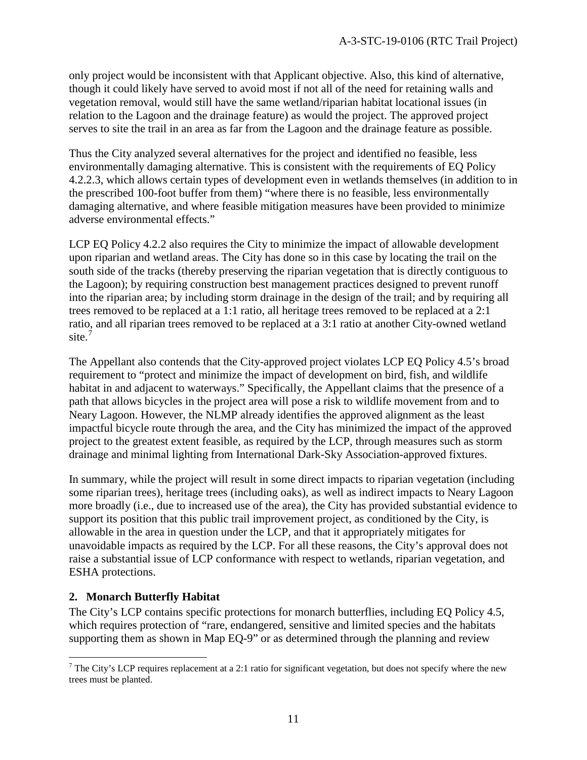only project would be inconsistent with that Applicant objective. Also, this kind of alternative, though it could likely have served to avoid most if not all of the need for retaining walls and vegetation removal, would still have the same wetland/riparian habitat locational issues (in relation to the Lagoon and the drainage feature) as would the project. The approved project serves to site the trail in an area as far from the Lagoon and the drainage feature as possible.

Thus the City analyzed several alternatives for the project and identified no feasible, less environmentally damaging alternative. This is consistent with the requirements of EQ Policy 4.2.2.3, which allows certain types of development even in wetlands themselves (in addition to in the prescribed 100-foot buffer from them) "where there is no feasible, less environmentally damaging alternative, and where feasible mitigation measures have been provided to minimize adverse environmental effects."

LCP EQ Policy 4.2.2 also requires the City to minimize the impact of allowable development upon riparian and wetland areas. The City has done so in this case by locating the trail on the south side of the tracks (thereby preserving the riparian vegetation that is directly contiguous to the Lagoon); by requiring construction best management practices designed to prevent runoff into the riparian area; by including storm drainage in the design of the trail; and by requiring all trees removed to be replaced at a 1:1 ratio, all heritage trees removed to be replaced at a 2:1 ratio, and all riparian trees removed to be replaced at a 3:1 ratio at another City-owned wetland site.[7]

The Appellant also contends that the City-approved project violates LCP EQ Policy 4.5's broad requirement to "protect and minimize the impact of development on bird, fish, and wildlife habitat in and adjacent to waterways." Specifically, the Appellant claims that the presence of a path that allows bicycles in the project area will pose a risk to wildlife movement from and to Neary Lagoon. However, the NLMP already identifies the approved alignment as the least impactful bicycle route through the area, and the City has minimized the impact of the approved project to the greatest extent feasible, as required by the LCP, through measures such as storm drainage and minimal lighting from International Dark-Sky Association-approved fixtures.

In summary, while the project will result in some direct impacts to riparian vegetation (including some riparian trees), heritage trees (including oaks), as well as indirect impacts to Neary Lagoon more broadly (i.e., due to increased use of the area), the City has provided substantial evidence to support its position that this public trail improvement project, as conditioned by the City, is allowable in the area in question under the LCP, and that it appropriately mitigates for unavoidable impacts as required by the LCP. For all these reasons, the City's approval does not raise a substantial issue of LCP conformance with respect to wetlands, riparian vegetation, and ESHA protections.

### 2. Monarch Butterfly Habitat

The City's LCP contains specific protections for monarch butterflies, including EQ Policy 4.5, which requires protection of "rare, endangered, sensitive and limited species and the habitats supporting them as shown in Map EQ-9" or as determined through the planning and review

---

[7] The City's LCP requires replacement at a 2:1 ratio for significant vegetation, but does not specify where the new trees must be planted.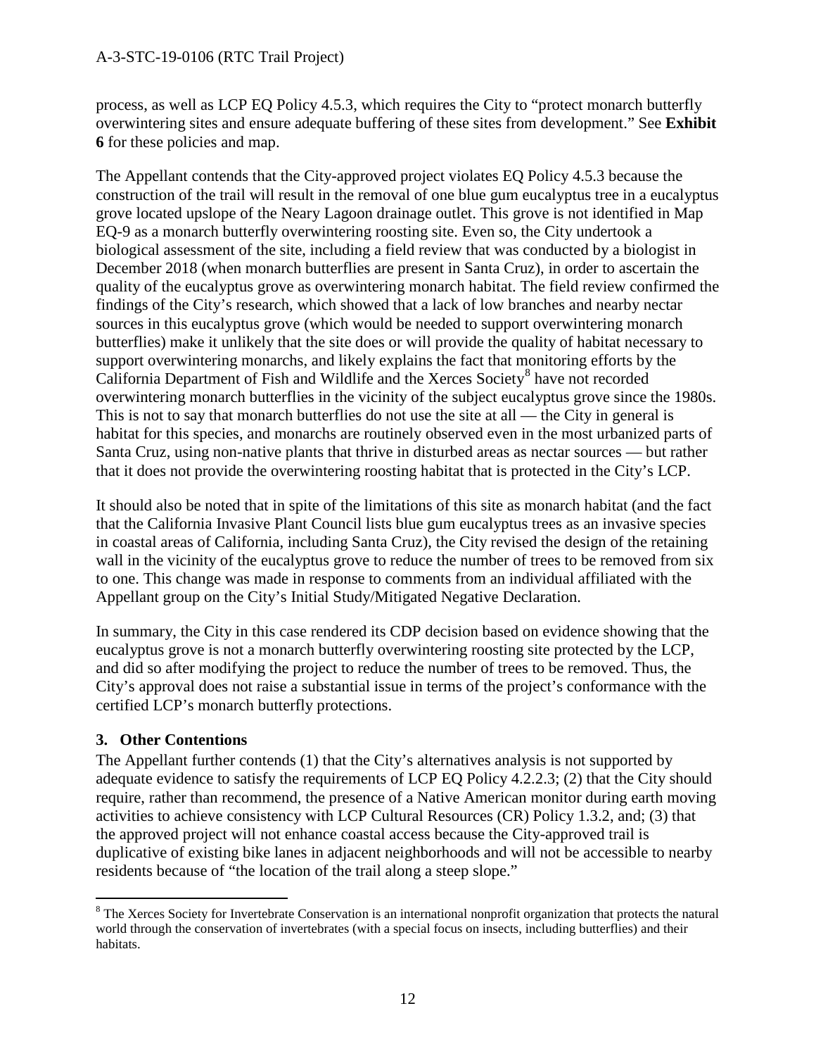process, as well as LCP EQ Policy 4.5.3, which requires the City to "protect monarch butterfly overwintering sites and ensure adequate buffering of these sites from development." See **Exhibit 6** for these policies and map.

The Appellant contends that the City-approved project violates EQ Policy 4.5.3 because the construction of the trail will result in the removal of one blue gum eucalyptus tree in a eucalyptus grove located upslope of the Neary Lagoon drainage outlet. This grove is not identified in Map EQ-9 as a monarch butterfly overwintering roosting site. Even so, the City undertook a biological assessment of the site, including a field review that was conducted by a biologist in December 2018 (when monarch butterflies are present in Santa Cruz), in order to ascertain the quality of the eucalyptus grove as overwintering monarch habitat. The field review confirmed the findings of the City's research, which showed that a lack of low branches and nearby nectar sources in this eucalyptus grove (which would be needed to support overwintering monarch butterflies) make it unlikely that the site does or will provide the quality of habitat necessary to support overwintering monarchs, and likely explains the fact that monitoring efforts by the California Department of Fish and Wildlife and the Xerces Society[8] have not recorded overwintering monarch butterflies in the vicinity of the subject eucalyptus grove since the 1980s. This is not to say that monarch butterflies do not use the site at all — the City in general is habitat for this species, and monarchs are routinely observed even in the most urbanized parts of Santa Cruz, using non-native plants that thrive in disturbed areas as nectar sources — but rather that it does not provide the overwintering roosting habitat that is protected in the City's LCP.

It should also be noted that in spite of the limitations of this site as monarch habitat (and the fact that the California Invasive Plant Council lists blue gum eucalyptus trees as an invasive species in coastal areas of California, including Santa Cruz), the City revised the design of the retaining wall in the vicinity of the eucalyptus grove to reduce the number of trees to be removed from six to one. This change was made in response to comments from an individual affiliated with the Appellant group on the City's Initial Study/Mitigated Negative Declaration.

In summary, the City in this case rendered its CDP decision based on evidence showing that the eucalyptus grove is not a monarch butterfly overwintering roosting site protected by the LCP, and did so after modifying the project to reduce the number of trees to be removed. Thus, the City's approval does not raise a substantial issue in terms of the project's conformance with the certified LCP's monarch butterfly protections.

### 3. Other Contentions

The Appellant further contends (1) that the City's alternatives analysis is not supported by adequate evidence to satisfy the requirements of LCP EQ Policy 4.2.2.3; (2) that the City should require, rather than recommend, the presence of a Native American monitor during earth moving activities to achieve consistency with LCP Cultural Resources (CR) Policy 1.3.2, and; (3) that the approved project will not enhance coastal access because the City-approved trail is duplicative of existing bike lanes in adjacent neighborhoods and will not be accessible to nearby residents because of "the location of the trail along a steep slope."

---

[8] The Xerces Society for Invertebrate Conservation is an international nonprofit organization that protects the natural world through the conservation of invertebrates (with a special focus on insects, including butterflies) and their habitats.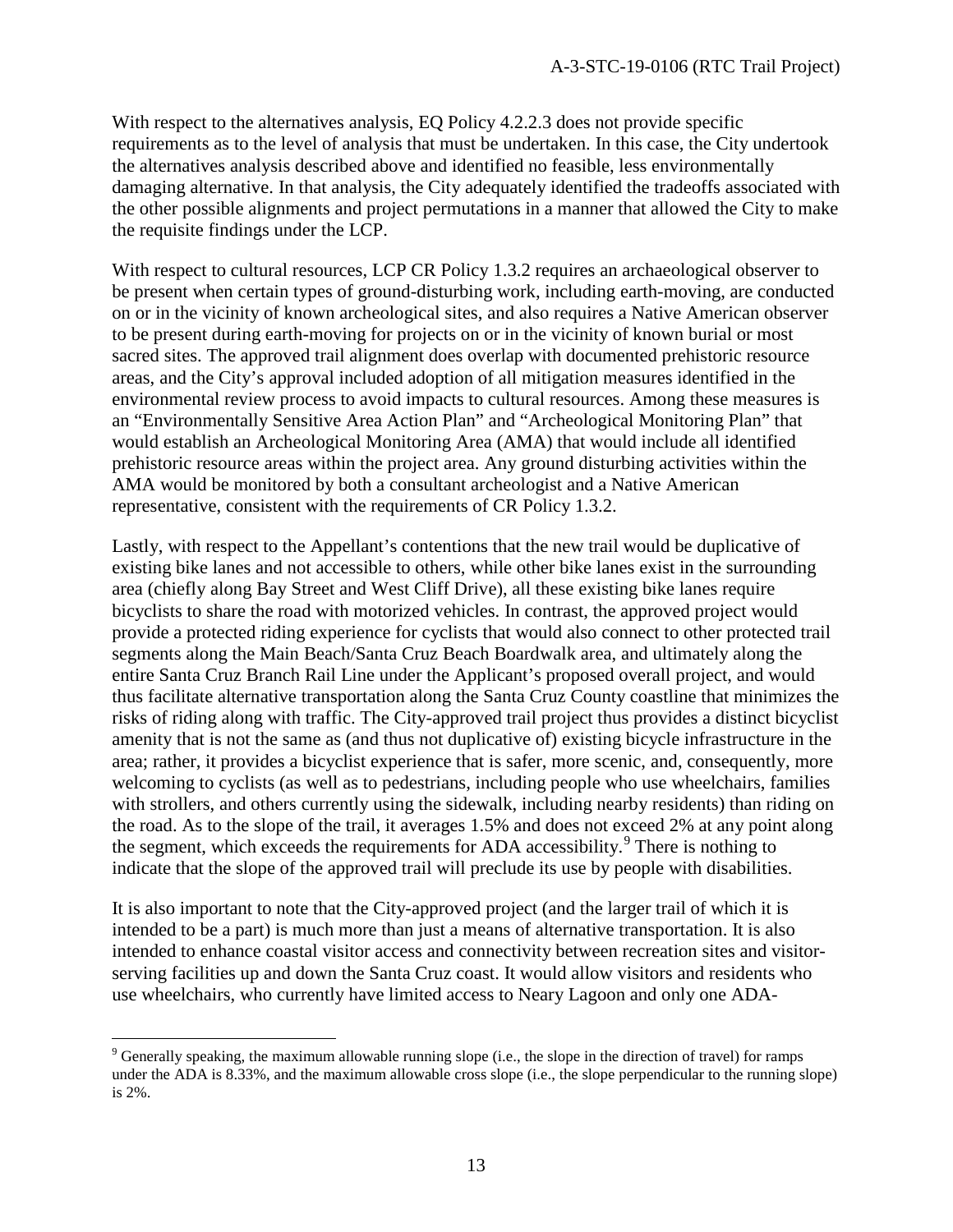With respect to the alternatives analysis, EQ Policy 4.2.2.3 does not provide specific requirements as to the level of analysis that must be undertaken. In this case, the City undertook the alternatives analysis described above and identified no feasible, less environmentally damaging alternative. In that analysis, the City adequately identified the tradeoffs associated with the other possible alignments and project permutations in a manner that allowed the City to make the requisite findings under the LCP.

With respect to cultural resources, LCP CR Policy 1.3.2 requires an archaeological observer to be present when certain types of ground-disturbing work, including earth-moving, are conducted on or in the vicinity of known archeological sites, and also requires a Native American observer to be present during earth-moving for projects on or in the vicinity of known burial or most sacred sites. The approved trail alignment does overlap with documented prehistoric resource areas, and the City's approval included adoption of all mitigation measures identified in the environmental review process to avoid impacts to cultural resources. Among these measures is an "Environmentally Sensitive Area Action Plan" and "Archeological Monitoring Plan" that would establish an Archeological Monitoring Area (AMA) that would include all identified prehistoric resource areas within the project area. Any ground disturbing activities within the AMA would be monitored by both a consultant archeologist and a Native American representative, consistent with the requirements of CR Policy 1.3.2.

Lastly, with respect to the Appellant's contentions that the new trail would be duplicative of existing bike lanes and not accessible to others, while other bike lanes exist in the surrounding area (chiefly along Bay Street and West Cliff Drive), all these existing bike lanes require bicyclists to share the road with motorized vehicles. In contrast, the approved project would provide a protected riding experience for cyclists that would also connect to other protected trail segments along the Main Beach/Santa Cruz Beach Boardwalk area, and ultimately along the entire Santa Cruz Branch Rail Line under the Applicant's proposed overall project, and would thus facilitate alternative transportation along the Santa Cruz County coastline that minimizes the risks of riding along with traffic. The City-approved trail project thus provides a distinct bicyclist amenity that is not the same as (and thus not duplicative of) existing bicycle infrastructure in the area; rather, it provides a bicyclist experience that is safer, more scenic, and, consequently, more welcoming to cyclists (as well as to pedestrians, including people who use wheelchairs, families with strollers, and others currently using the sidewalk, including nearby residents) than riding on the road. As to the slope of the trail, it averages 1.5% and does not exceed 2% at any point along the segment, which exceeds the requirements for ADA accessibility.[9] There is nothing to indicate that the slope of the approved trail will preclude its use by people with disabilities.

It is also important to note that the City-approved project (and the larger trail of which it is intended to be a part) is much more than just a means of alternative transportation. It is also intended to enhance coastal visitor access and connectivity between recreation sites and visitor-serving facilities up and down the Santa Cruz coast. It would allow visitors and residents who use wheelchairs, who currently have limited access to Neary Lagoon and only one ADA-

---

[9] Generally speaking, the maximum allowable running slope (i.e., the slope in the direction of travel) for ramps under the ADA is 8.33%, and the maximum allowable cross slope (i.e., the slope perpendicular to the running slope) is 2%.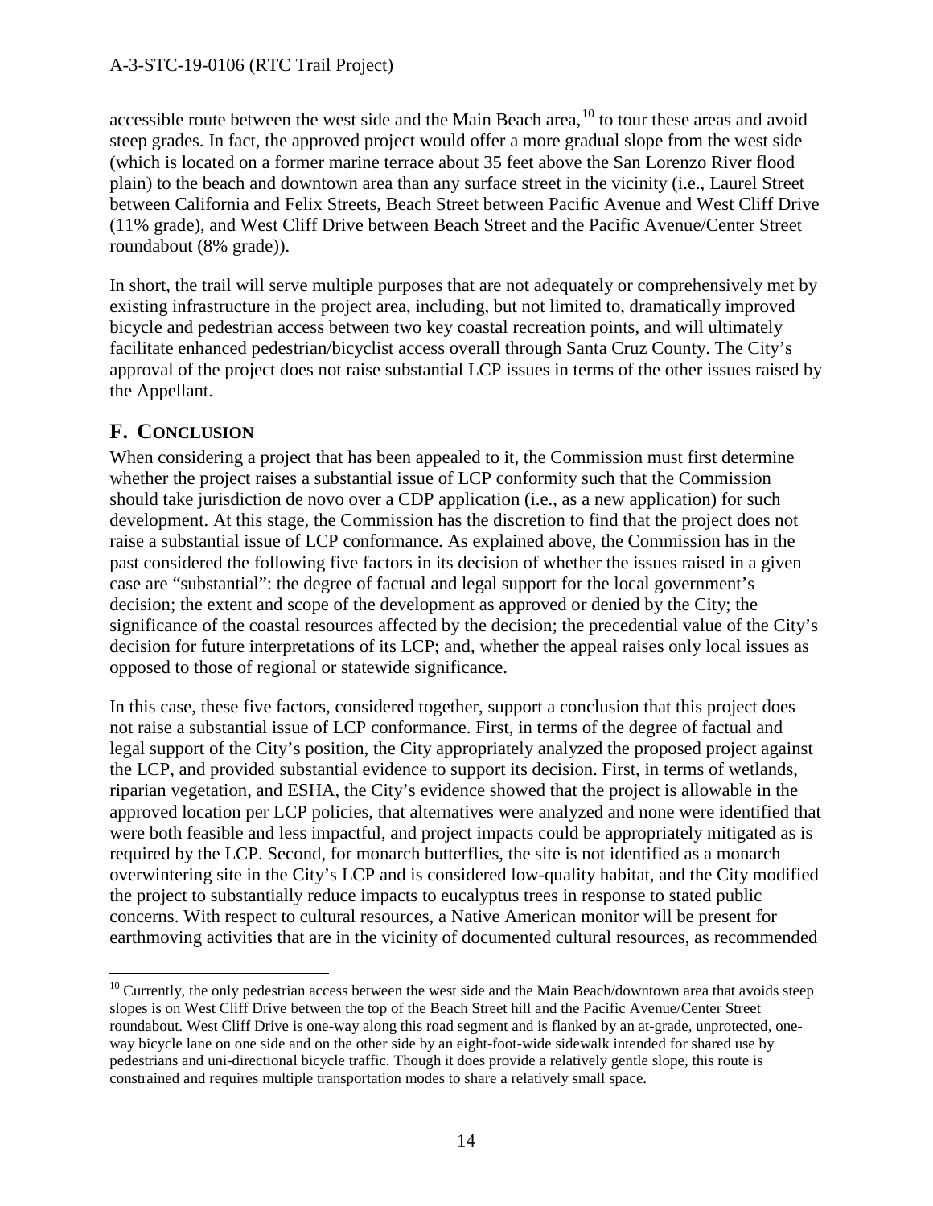accessible route between the west side and the Main Beach area,[10] to tour these areas and avoid steep grades. In fact, the approved project would offer a more gradual slope from the west side (which is located on a former marine terrace about 35 feet above the San Lorenzo River flood plain) to the beach and downtown area than any surface street in the vicinity (i.e., Laurel Street between California and Felix Streets, Beach Street between Pacific Avenue and West Cliff Drive (11% grade), and West Cliff Drive between Beach Street and the Pacific Avenue/Center Street roundabout (8% grade)).

In short, the trail will serve multiple purposes that are not adequately or comprehensively met by existing infrastructure in the project area, including, but not limited to, dramatically improved bicycle and pedestrian access between two key coastal recreation points, and will ultimately facilitate enhanced pedestrian/bicyclist access overall through Santa Cruz County. The City's approval of the project does not raise substantial LCP issues in terms of the other issues raised by the Appellant.

## F. CONCLUSION

When considering a project that has been appealed to it, the Commission must first determine whether the project raises a substantial issue of LCP conformity such that the Commission should take jurisdiction de novo over a CDP application (i.e., as a new application) for such development. At this stage, the Commission has the discretion to find that the project does not raise a substantial issue of LCP conformance. As explained above, the Commission has in the past considered the following five factors in its decision of whether the issues raised in a given case are "substantial": the degree of factual and legal support for the local government's decision; the extent and scope of the development as approved or denied by the City; the significance of the coastal resources affected by the decision; the precedential value of the City's decision for future interpretations of its LCP; and, whether the appeal raises only local issues as opposed to those of regional or statewide significance.

In this case, these five factors, considered together, support a conclusion that this project does not raise a substantial issue of LCP conformance. First, in terms of the degree of factual and legal support of the City's position, the City appropriately analyzed the proposed project against the LCP, and provided substantial evidence to support its decision. First, in terms of wetlands, riparian vegetation, and ESHA, the City's evidence showed that the project is allowable in the approved location per LCP policies, that alternatives were analyzed and none were identified that were both feasible and less impactful, and project impacts could be appropriately mitigated as is required by the LCP. Second, for monarch butterflies, the site is not identified as a monarch overwintering site in the City's LCP and is considered low-quality habitat, and the City modified the project to substantially reduce impacts to eucalyptus trees in response to stated public concerns. With respect to cultural resources, a Native American monitor will be present for earthmoving activities that are in the vicinity of documented cultural resources, as recommended

---

[10] Currently, the only pedestrian access between the west side and the Main Beach/downtown area that avoids steep slopes is on West Cliff Drive between the top of the Beach Street hill and the Pacific Avenue/Center Street roundabout. West Cliff Drive is one-way along this road segment and is flanked by an at-grade, unprotected, one-way bicycle lane on one side and on the other side by an eight-foot-wide sidewalk intended for shared use by pedestrians and uni-directional bicycle traffic. Though it does provide a relatively gentle slope, this route is constrained and requires multiple transportation modes to share a relatively small space.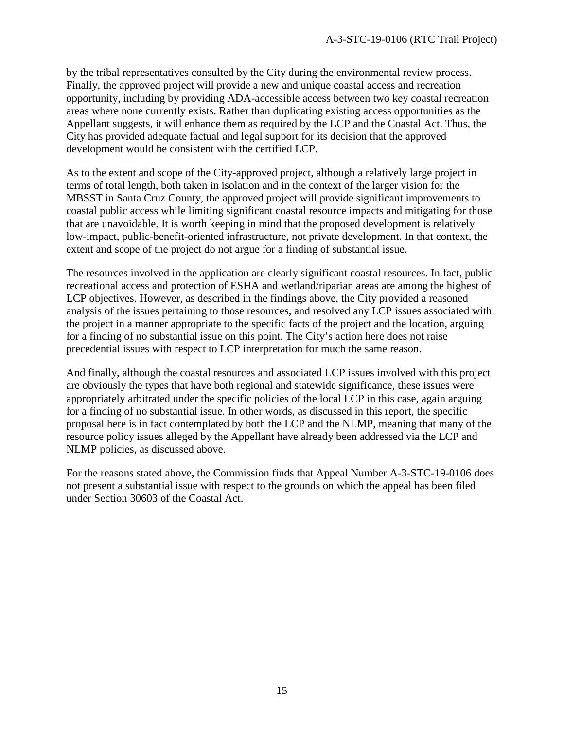by the tribal representatives consulted by the City during the environmental review process. Finally, the approved project will provide a new and unique coastal access and recreation opportunity, including by providing ADA-accessible access between two key coastal recreation areas where none currently exists. Rather than duplicating existing access opportunities as the Appellant suggests, it will enhance them as required by the LCP and the Coastal Act. Thus, the City has provided adequate factual and legal support for its decision that the approved development would be consistent with the certified LCP.

As to the extent and scope of the City-approved project, although a relatively large project in terms of total length, both taken in isolation and in the context of the larger vision for the MBSST in Santa Cruz County, the approved project will provide significant improvements to coastal public access while limiting significant coastal resource impacts and mitigating for those that are unavoidable. It is worth keeping in mind that the proposed development is relatively low-impact, public-benefit-oriented infrastructure, not private development. In that context, the extent and scope of the project do not argue for a finding of substantial issue.

The resources involved in the application are clearly significant coastal resources. In fact, public recreational access and protection of ESHA and wetland/riparian areas are among the highest of LCP objectives. However, as described in the findings above, the City provided a reasoned analysis of the issues pertaining to those resources, and resolved any LCP issues associated with the project in a manner appropriate to the specific facts of the project and the location, arguing for a finding of no substantial issue on this point. The City's action here does not raise precedential issues with respect to LCP interpretation for much the same reason.

And finally, although the coastal resources and associated LCP issues involved with this project are obviously the types that have both regional and statewide significance, these issues were appropriately arbitrated under the specific policies of the local LCP in this case, again arguing for a finding of no substantial issue. In other words, as discussed in this report, the specific proposal here is in fact contemplated by both the LCP and the NLMP, meaning that many of the resource policy issues alleged by the Appellant have already been addressed via the LCP and NLMP policies, as discussed above.

For the reasons stated above, the Commission finds that Appeal Number A-3-STC-19-0106 does not present a substantial issue with respect to the grounds on which the appeal has been filed under Section 30603 of the Coastal Act.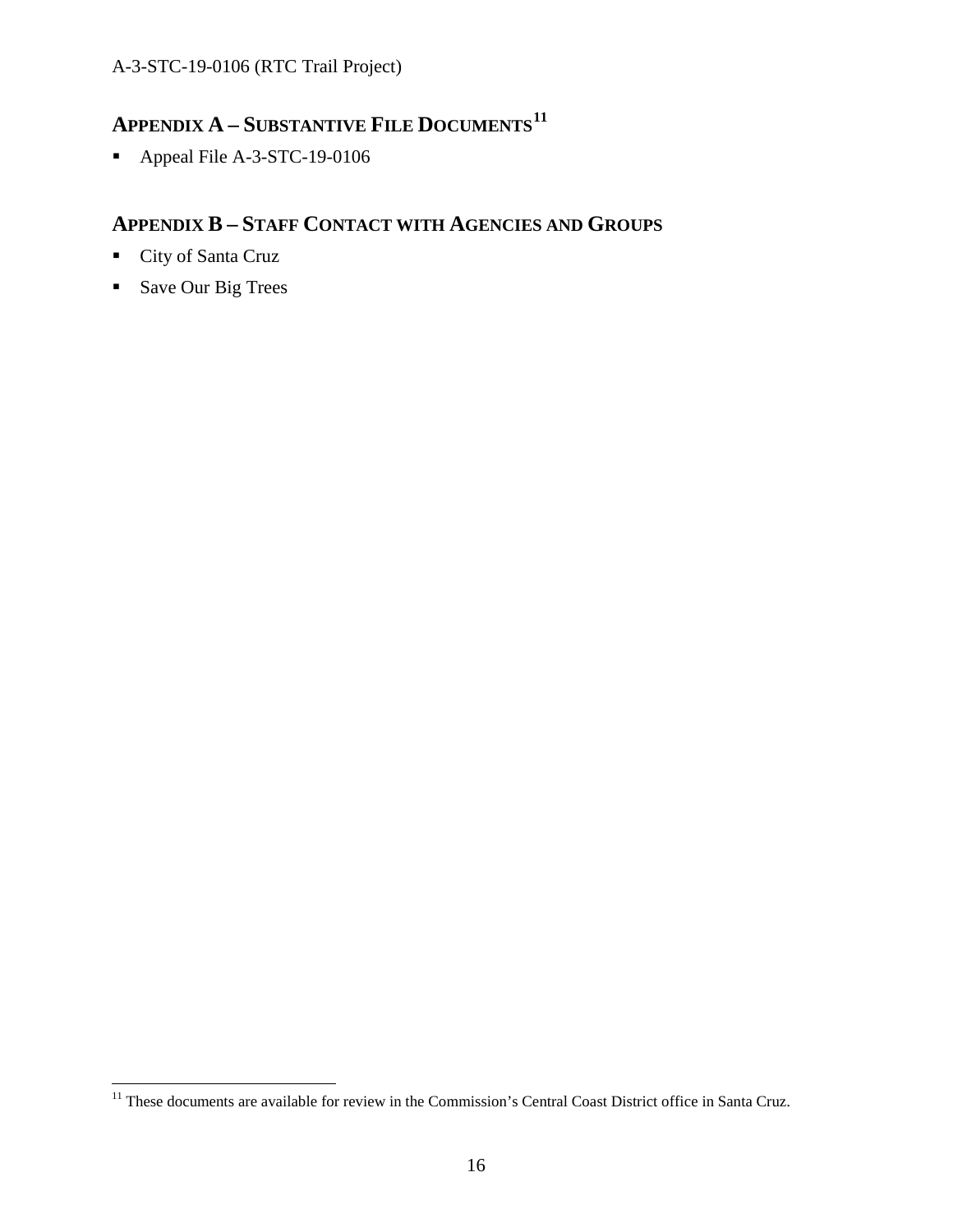## APPENDIX A – SUBSTANTIVE FILE DOCUMENTS[11]

- Appeal File A-3-STC-19-0106

## APPENDIX B – STAFF CONTACT WITH AGENCIES AND GROUPS

- City of Santa Cruz
- Save Our Big Trees

[11] These documents are available for review in the Commission's Central Coast District office in Santa Cruz.